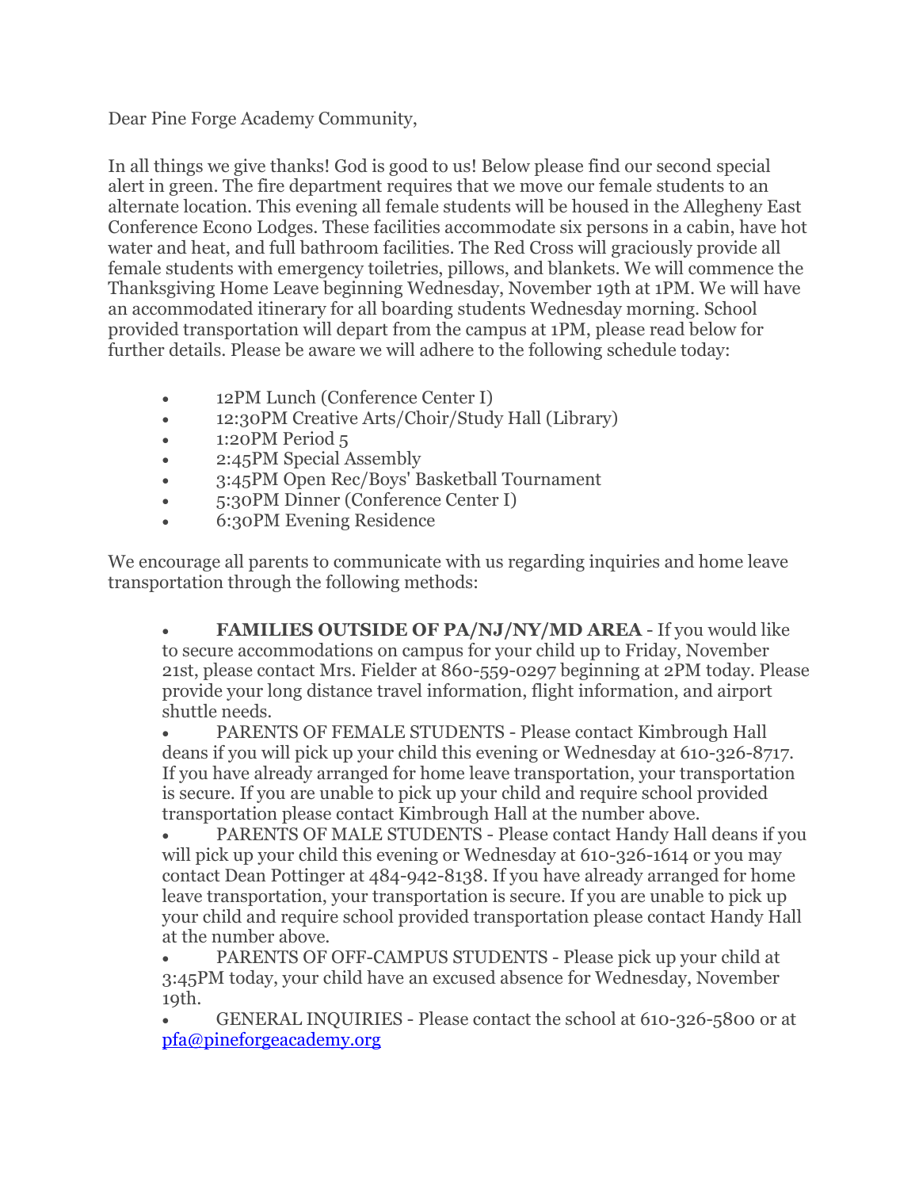Dear Pine Forge Academy Community,

In all things we give thanks! God is good to us! Below please find our second special alert in green. The fire department requires that we move our female students to an alternate location. This evening all female students will be housed in the Allegheny East Conference Econo Lodges. These facilities accommodate six persons in a cabin, have hot water and heat, and full bathroom facilities. The Red Cross will graciously provide all female students with emergency toiletries, pillows, and blankets. We will commence the Thanksgiving Home Leave beginning Wednesday, November 19th at 1PM. We will have an accommodated itinerary for all boarding students Wednesday morning. School provided transportation will depart from the campus at 1PM, please read below for further details. Please be aware we will adhere to the following schedule today:

- 12PM Lunch (Conference Center I)
- 12:30PM Creative Arts/Choir/Study Hall (Library)
- 1:20PM Period 5
- 2:45PM Special Assembly
- 3:45PM Open Rec/Boys' Basketball Tournament
- 5:30PM Dinner (Conference Center I)
- 6:30PM Evening Residence

We encourage all parents to communicate with us regarding inquiries and home leave transportation through the following methods:

- **FAMILIES OUTSIDE OF PA/NJ/NY/MD AREA** - If you would like to secure accommodations on campus for your child up to Friday, November 21st, please contact Mrs. Fielder at 860-559-0297 beginning at 2PM today. Please provide your long distance travel information, flight information, and airport shuttle needs.
- PARENTS OF FEMALE STUDENTS - Please contact Kimbrough Hall deans if you will pick up your child this evening or Wednesday at 610-326-8717. If you have already arranged for home leave transportation, your transportation is secure. If you are unable to pick up your child and require school provided transportation please contact Kimbrough Hall at the number above.
- PARENTS OF MALE STUDENTS - Please contact Handy Hall deans if you will pick up your child this evening or Wednesday at 610-326-1614 or you may contact Dean Pottinger at 484-942-8138. If you have already arranged for home leave transportation, your transportation is secure. If you are unable to pick up your child and require school provided transportation please contact Handy Hall at the number above.
- PARENTS OF OFF-CAMPUS STUDENTS - Please pick up your child at 3:45PM today, your child have an excused absence for Wednesday, November 19th.
- GENERAL INQUIRIES - Please contact the school at 610-326-5800 or at [pfa@pineforgeacademy.org](mailto:pfa@pineforgeacademy.org)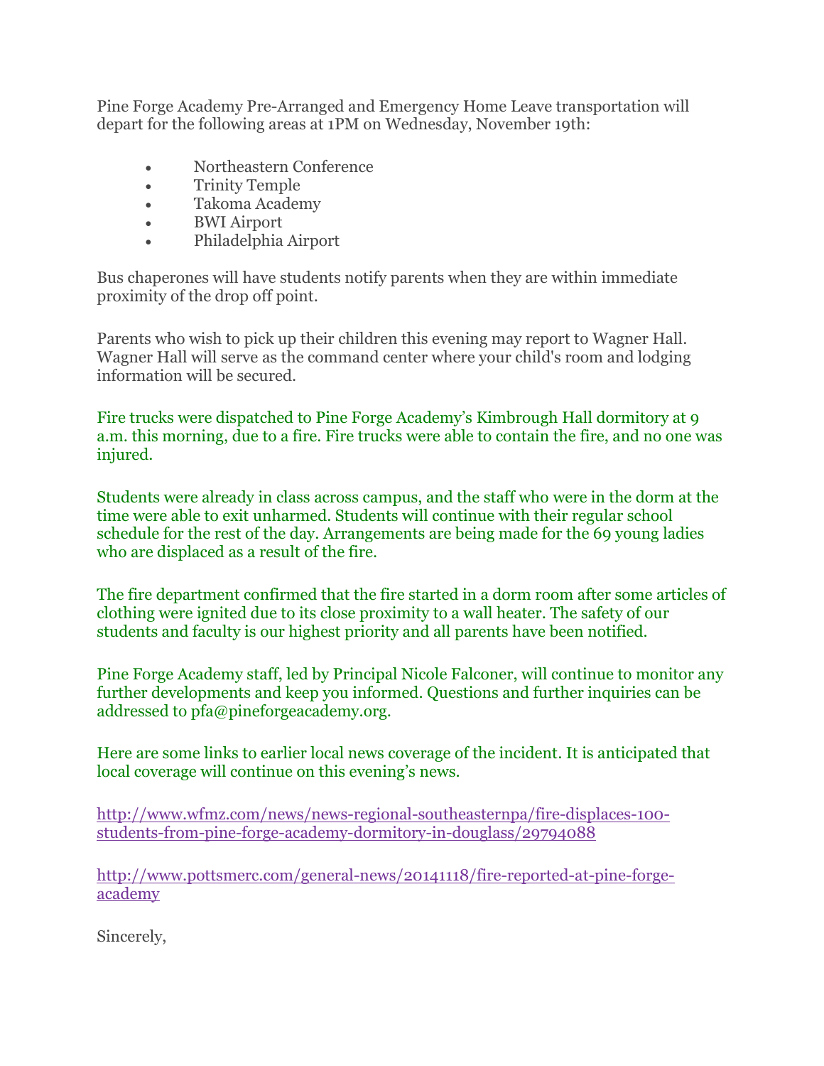Pine Forge Academy Pre-Arranged and Emergency Home Leave transportation will depart for the following areas at 1PM on Wednesday, November 19th:

- Northeastern Conference
- Trinity Temple
- Takoma Academy
- BWI Airport
- Philadelphia Airport

Bus chaperones will have students notify parents when they are within immediate proximity of the drop off point.

Parents who wish to pick up their children this evening may report to Wagner Hall. Wagner Hall will serve as the command center where your child's room and lodging information will be secured.

Fire trucks were dispatched to Pine Forge Academy's Kimbrough Hall dormitory at 9 a.m. this morning, due to a fire. Fire trucks were able to contain the fire, and no one was injured.

Students were already in class across campus, and the staff who were in the dorm at the time were able to exit unharmed. Students will continue with their regular school schedule for the rest of the day. Arrangements are being made for the 69 young ladies who are displaced as a result of the fire.

The fire department confirmed that the fire started in a dorm room after some articles of clothing were ignited due to its close proximity to a wall heater. The safety of our students and faculty is our highest priority and all parents have been notified.

Pine Forge Academy staff, led by Principal Nicole Falconer, will continue to monitor any further developments and keep you informed. Questions and further inquiries can be addressed to pfa@pineforgeacademy.org.

Here are some links to earlier local news coverage of the incident. It is anticipated that local coverage will continue on this evening's news.

http://www.wfmz.com/news/news-regional-southeasternpa/fire-displaces-100-students-from-pine-forge-academy-dormitory-in-douglass/29794088

http://www.pottsmerc.com/general-news/20141118/fire-reported-at-pine-forge-academy

Sincerely,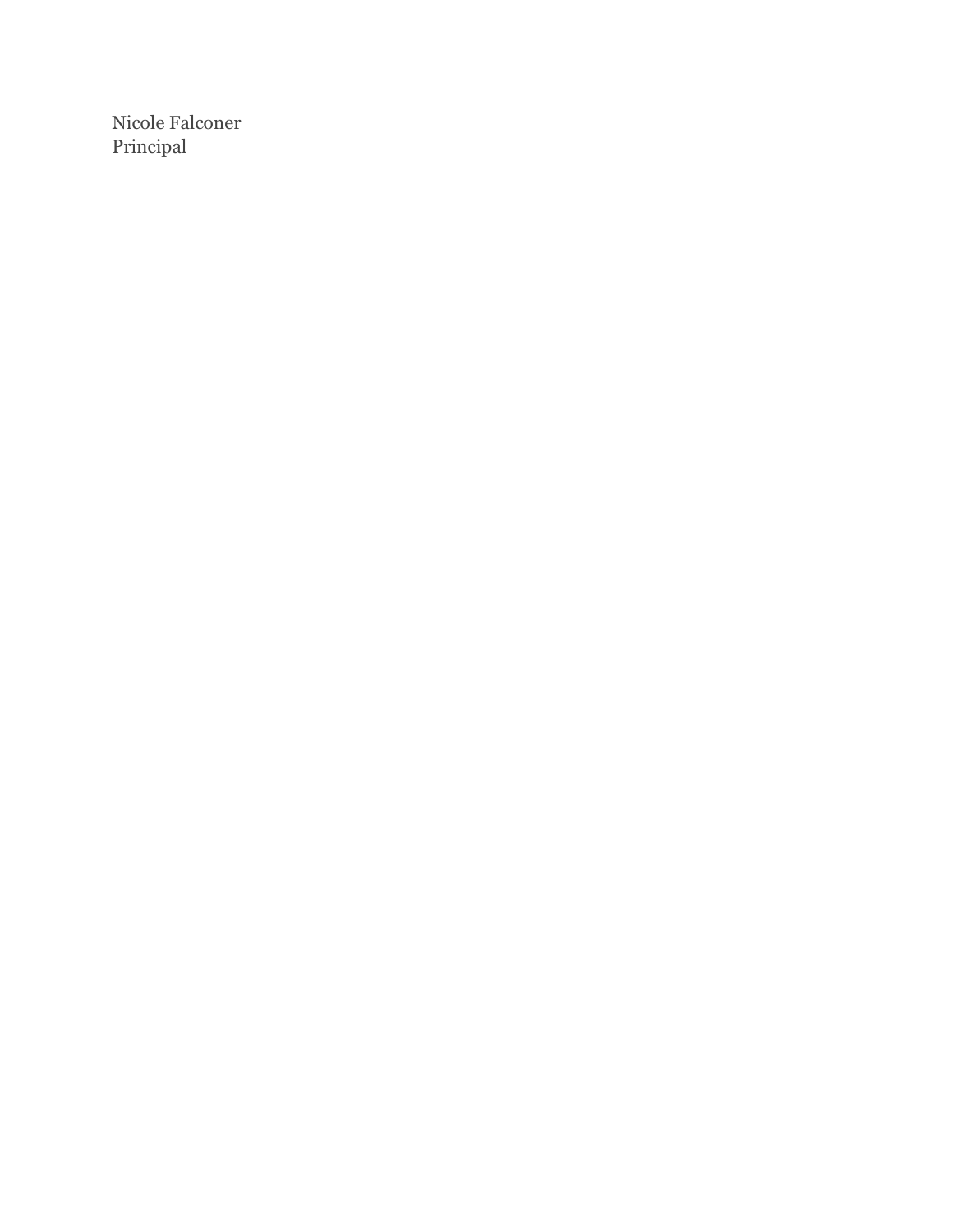Nicole Falconer
Principal